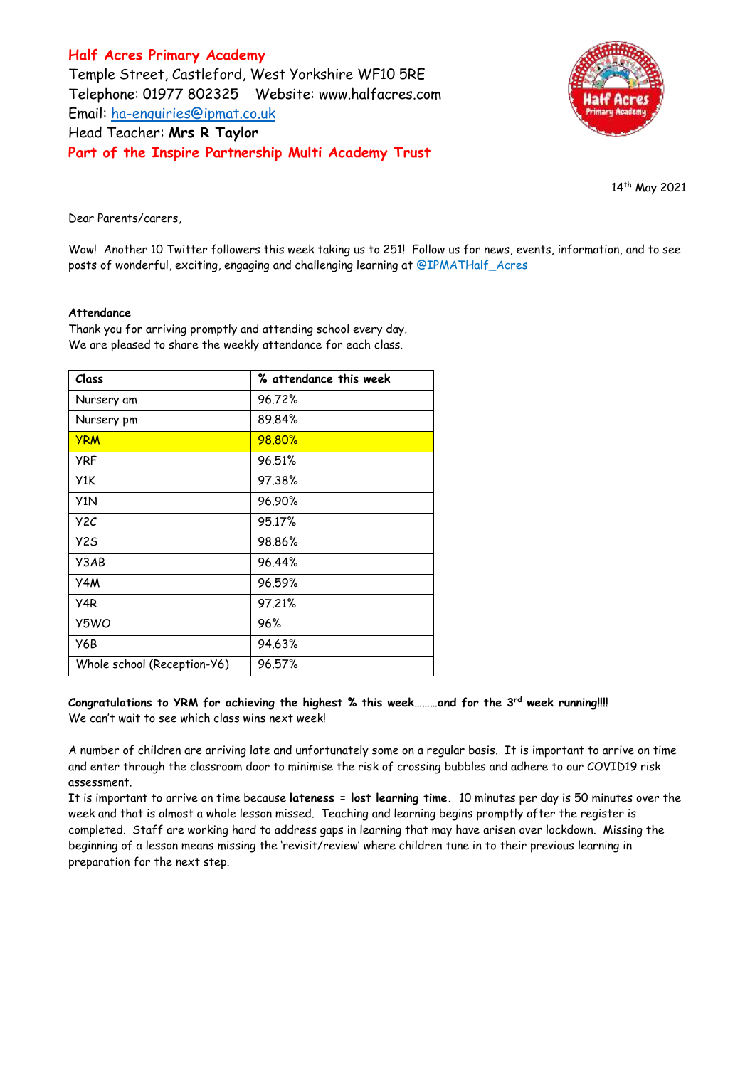**Half Acres Primary Academy**
Temple Street, Castleford, West Yorkshire WF10 5RE
Telephone: 01977 802325    Website: www.halfacres.com
Email: ha-enquiries@ipmat.co.uk
Head Teacher: **Mrs R Taylor**
**Part of the Inspire Partnership Multi Academy Trust**

14th May 2021

Dear Parents/carers,

Wow! Another 10 Twitter followers this week taking us to 251! Follow us for news, events, information, and to see posts of wonderful, exciting, engaging and challenging learning at @IPMATHalf_Acres

**Attendance**

Thank you for arriving promptly and attending school every day.
We are pleased to share the weekly attendance for each class.

| Class | % attendance this week |
|---|---|
| Nursery am | 96.72% |
| Nursery pm | 89.84% |
| YRM | 98.80% |
| YRF | 96.51% |
| Y1K | 97.38% |
| Y1N | 96.90% |
| Y2C | 95.17% |
| Y2S | 98.86% |
| Y3AB | 96.44% |
| Y4M | 96.59% |
| Y4R | 97.21% |
| Y5WO | 96% |
| Y6B | 94.63% |
| Whole school (Reception-Y6) | 96.57% |

**Congratulations to YRM for achieving the highest % this week………and for the 3rd week running!!!!**
We can't wait to see which class wins next week!

A number of children are arriving late and unfortunately some on a regular basis. It is important to arrive on time and enter through the classroom door to minimise the risk of crossing bubbles and adhere to our COVID19 risk assessment.
It is important to arrive on time because **lateness = lost learning time.** 10 minutes per day is 50 minutes over the week and that is almost a whole lesson missed. Teaching and learning begins promptly after the register is completed. Staff are working hard to address gaps in learning that may have arisen over lockdown. Missing the beginning of a lesson means missing the 'revisit/review' where children tune in to their previous learning in preparation for the next step.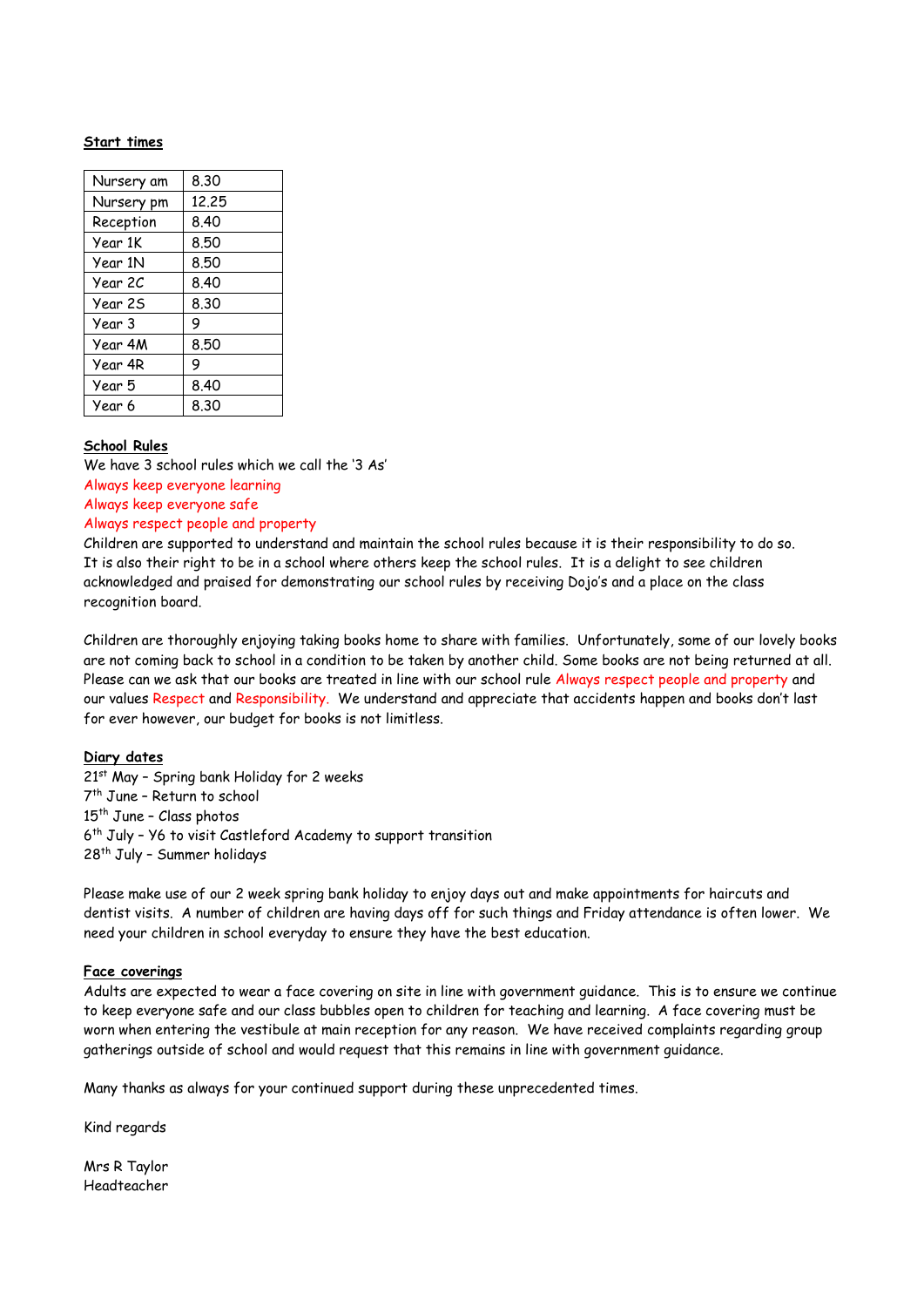**Start times**

| | |
|---|---|
| Nursery am | 8.30 |
| Nursery pm | 12.25 |
| Reception | 8.40 |
| Year 1K | 8.50 |
| Year 1N | 8.50 |
| Year 2C | 8.40 |
| Year 2S | 8.30 |
| Year 3 | 9 |
| Year 4M | 8.50 |
| Year 4R | 9 |
| Year 5 | 8.40 |
| Year 6 | 8.30 |

**School Rules**

We have 3 school rules which we call the '3 As'

Always keep everyone learning
Always keep everyone safe
Always respect people and property

Children are supported to understand and maintain the school rules because it is their responsibility to do so. It is also their right to be in a school where others keep the school rules. It is a delight to see children acknowledged and praised for demonstrating our school rules by receiving Dojo's and a place on the class recognition board.

Children are thoroughly enjoying taking books home to share with families. Unfortunately, some of our lovely books are not coming back to school in a condition to be taken by another child. Some books are not being returned at all. Please can we ask that our books are treated in line with our school rule Always respect people and property and our values Respect and Responsibility. We understand and appreciate that accidents happen and books don't last for ever however, our budget for books is not limitless.

**Diary dates**

21st May – Spring bank Holiday for 2 weeks
7th June – Return to school
15th June – Class photos
6th July – Y6 to visit Castleford Academy to support transition
28th July – Summer holidays

Please make use of our 2 week spring bank holiday to enjoy days out and make appointments for haircuts and dentist visits. A number of children are having days off for such things and Friday attendance is often lower. We need your children in school everyday to ensure they have the best education.

**Face coverings**

Adults are expected to wear a face covering on site in line with government guidance. This is to ensure we continue to keep everyone safe and our class bubbles open to children for teaching and learning. A face covering must be worn when entering the vestibule at main reception for any reason. We have received complaints regarding group gatherings outside of school and would request that this remains in line with government guidance.

Many thanks as always for your continued support during these unprecedented times.

Kind regards

Mrs R Taylor
Headteacher